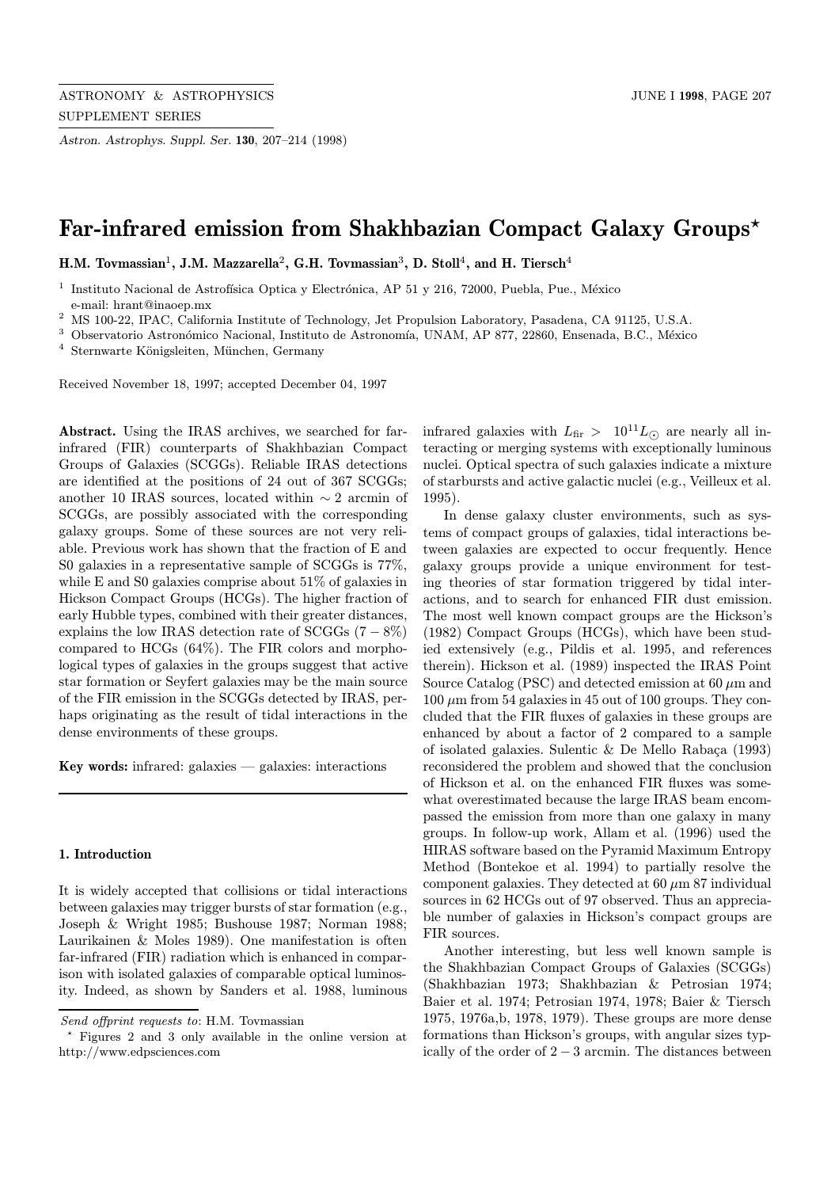# Far-infrared emission from Shakhbazian Compact Galaxy Groups*

**H.M. Tovmassian[1], J.M. Mazzarella[2], G.H. Tovmassian[3], D. Stoll[4], and H. Tiersch[4]**

[1] Instituto Nacional de Astrofísica Optica y Electrónica, AP 51 y 216, 72000, Puebla, Pue., México
e-mail: hrant@inaoep.mx

[2] MS 100-22, IPAC, California Institute of Technology, Jet Propulsion Laboratory, Pasadena, CA 91125, U.S.A.

[3] Observatorio Astronómico Nacional, Instituto de Astronomía, UNAM, AP 877, 22860, Ensenada, B.C., México

[4] Sternwarte Königsleiten, München, Germany

Received November 18, 1997; accepted December 04, 1997

**Abstract.** Using the IRAS archives, we searched for far-infrared (FIR) counterparts of Shakhbazian Compact Groups of Galaxies (SCGGs). Reliable IRAS detections are identified at the positions of 24 out of 367 SCGGs; another 10 IRAS sources, located within $\sim 2$ arcmin of SCGGs, are possibly associated with the corresponding galaxy groups. Some of these sources are not very reliable. Previous work has shown that the fraction of E and S0 galaxies in a representative sample of SCGGs is 77%, while E and S0 galaxies comprise about 51% of galaxies in Hickson Compact Groups (HCGs). The higher fraction of early Hubble types, combined with their greater distances, explains the low IRAS detection rate of SCGGs ($7-8\%$) compared to HCGs (64%). The FIR colors and morphological types of galaxies in the groups suggest that active star formation or Seyfert galaxies may be the main source of the FIR emission in the SCGGs detected by IRAS, perhaps originating as the result of tidal interactions in the dense environments of these groups.

**Key words:** infrared: galaxies — galaxies: interactions

## 1. Introduction

It is widely accepted that collisions or tidal interactions between galaxies may trigger bursts of star formation (e.g., Joseph & Wright 1985; Bushouse 1987; Norman 1988; Laurikainen & Moles 1989). One manifestation is often far-infrared (FIR) radiation which is enhanced in comparison with isolated galaxies of comparable optical luminosity. Indeed, as shown by Sanders et al. 1988, luminous infrared galaxies with $L_{\rm fir} > 10^{11} L_{\odot}$ are nearly all interacting or merging systems with exceptionally luminous nuclei. Optical spectra of such galaxies indicate a mixture of starbursts and active galactic nuclei (e.g., Veilleux et al. 1995).

In dense galaxy cluster environments, such as systems of compact groups of galaxies, tidal interactions between galaxies are expected to occur frequently. Hence galaxy groups provide a unique environment for testing theories of star formation triggered by tidal interactions, and to search for enhanced FIR dust emission. The most well known compact groups are the Hickson's (1982) Compact Groups (HCGs), which have been studied extensively (e.g., Pildis et al. 1995, and references therein). Hickson et al. (1989) inspected the IRAS Point Source Catalog (PSC) and detected emission at 60 $\mu$m and 100 $\mu$m from 54 galaxies in 45 out of 100 groups. They concluded that the FIR fluxes of galaxies in these groups are enhanced by about a factor of 2 compared to a sample of isolated galaxies. Sulentic & De Mello Rabaça (1993) reconsidered the problem and showed that the conclusion of Hickson et al. on the enhanced FIR fluxes was somewhat overestimated because the large IRAS beam encompassed the emission from more than one galaxy in many groups. In follow-up work, Allam et al. (1996) used the HIRAS software based on the Pyramid Maximum Entropy Method (Bontekoe et al. 1994) to partially resolve the component galaxies. They detected at 60 $\mu$m 87 individual sources in 62 HCGs out of 97 observed. Thus an appreciable number of galaxies in Hickson's compact groups are FIR sources.

Another interesting, but less well known sample is the Shakhbazian Compact Groups of Galaxies (SCGGs) (Shakhbazian 1973; Shakhbazian & Petrosian 1974; Baier et al. 1974; Petrosian 1974, 1978; Baier & Tiersch 1975, 1976a,b, 1978, 1979). These groups are more dense formations than Hickson's groups, with angular sizes typically of the order of $2-3$ arcmin. The distances between

---

*Send offprint requests to*: H.M. Tovmassian

* Figures 2 and 3 only available in the online version at http://www.edpsciences.com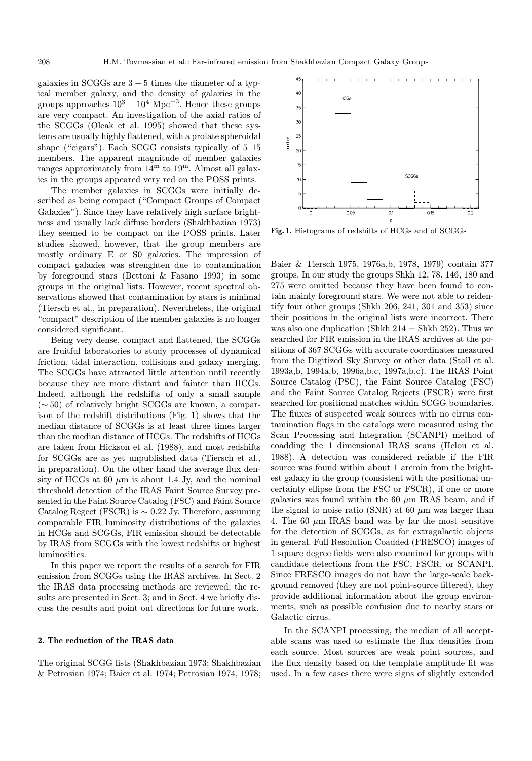galaxies in SCGGs are $3-5$ times the diameter of a typical member galaxy, and the density of galaxies in the groups approaches $10^3-10^4$ Mpc$^{-3}$. Hence these groups are very compact. An investigation of the axial ratios of the SCGGs (Oleak et al. 1995) showed that these systems are usually highly flattened, with a prolate spheroidal shape ("cigars"). Each SCGG consists typically of 5–15 members. The apparent magnitude of member galaxies ranges approximately from $14^{\rm m}$ to $19^{\rm m}$. Almost all galaxies in the groups appeared very red on the POSS prints.

The member galaxies in SCGGs were initially described as being compact ("Compact Groups of Compact Galaxies"). Since they have relatively high surface brightness and usually lack diffuse borders (Shakhbazian 1973) they seemed to be compact on the POSS prints. Later studies showed, however, that the group members are mostly ordinary E or S0 galaxies. The impression of compact galaxies was strenghten due to contamination by foreground stars (Bettoni & Fasano 1993) in some groups in the original lists. However, recent spectral observations showed that contamination by stars is minimal (Tiersch et al., in preparation). Nevertheless, the original "compact" description of the member galaxies is no longer considered significant.

Being very dense, compact and flattened, the SCGGs are fruitful laboratories to study processes of dynamical friction, tidal interaction, collisions and galaxy merging. The SCGGs have attracted little attention until recently because they are more distant and fainter than HCGs. Indeed, although the redshifts of only a small sample ($\sim 50$) of relatively bright SCGGs are known, a comparison of the redshift distributions (Fig. 1) shows that the median distance of SCGGs is at least three times larger than the median distance of HCGs. The redshifts of HCGs are taken from Hickson et al. (1988), and most redshifts for SCGGs are as yet unpublished data (Tiersch et al., in preparation). On the other hand the average flux density of HCGs at 60 $\mu$m is about 1.4 Jy, and the nominal threshold detection of the IRAS Faint Source Survey presented in the Faint Source Catalog (FSC) and Faint Source Catalog Regect (FSCR) is $\sim 0.22$ Jy. Therefore, assuming comparable FIR luminosity distributions of the galaxies in HCGs and SCGGs, FIR emission should be detectable by IRAS from SCGGs with the lowest redshifts or highest luminosities.

In this paper we report the results of a search for FIR emission from SCGGs using the IRAS archives. In Sect. 2 the IRAS data processing methods are reviewed; the results are presented in Sect. 3; and in Sect. 4 we briefly discuss the results and point out directions for future work.

**Fig. 1.** Histograms of redshifts of HCGs and of SCGGs

## 2. The reduction of the IRAS data

The original SCGG lists (Shakhbazian 1973; Shakhbazian & Petrosian 1974; Baier et al. 1974; Petrosian 1974, 1978; Baier & Tiersch 1975, 1976a,b, 1978, 1979) contain 377 groups. In our study the groups Shkh 12, 78, 146, 180 and 275 were omitted because they have been found to contain mainly foreground stars. We were not able to reidentify four other groups (Shkh 206, 241, 301 and 353) since their positions in the original lists were incorrect. There was also one duplication (Shkh 214 = Shkh 252). Thus we searched for FIR emission in the IRAS archives at the positions of 367 SCGGs with accurate coordinates measured from the Digitized Sky Survey or other data (Stoll et al. 1993a,b, 1994a,b, 1996a,b,c, 1997a,b,c). The IRAS Point Source Catalog (PSC), the Faint Source Catalog (FSC) and the Faint Source Catalog Rejects (FSCR) were first searched for positional matches within SCGG boundaries. The fluxes of suspected weak sources with no cirrus contamination flags in the catalogs were measured using the Scan Processing and Integration (SCANPI) method of coadding the 1–dimensional IRAS scans (Helou et al. 1988). A detection was considered reliable if the FIR source was found within about 1 arcmin from the brightest galaxy in the group (consistent with the positional uncertainty ellipse from the FSC or FSCR), if one or more galaxies was found within the 60 $\mu$m IRAS beam, and if the signal to noise ratio (SNR) at 60 $\mu$m was larger than 4. The 60 $\mu$m IRAS band was by far the most sensitive for the detection of SCGGs, as for extragalactic objects in general. Full Resolution Coadded (FRESCO) images of 1 square degree fields were also examined for groups with candidate detections from the FSC, FSCR, or SCANPI. Since FRESCO images do not have the large-scale background removed (they are not point-source filtered), they provide additional information about the group environments, such as possible confusion due to nearby stars or Galactic cirrus.

In the SCANPI processing, the median of all acceptable scans was used to estimate the flux densities from each source. Most sources are weak point sources, and the flux density based on the template amplitude fit was used. In a few cases there were signs of slightly extended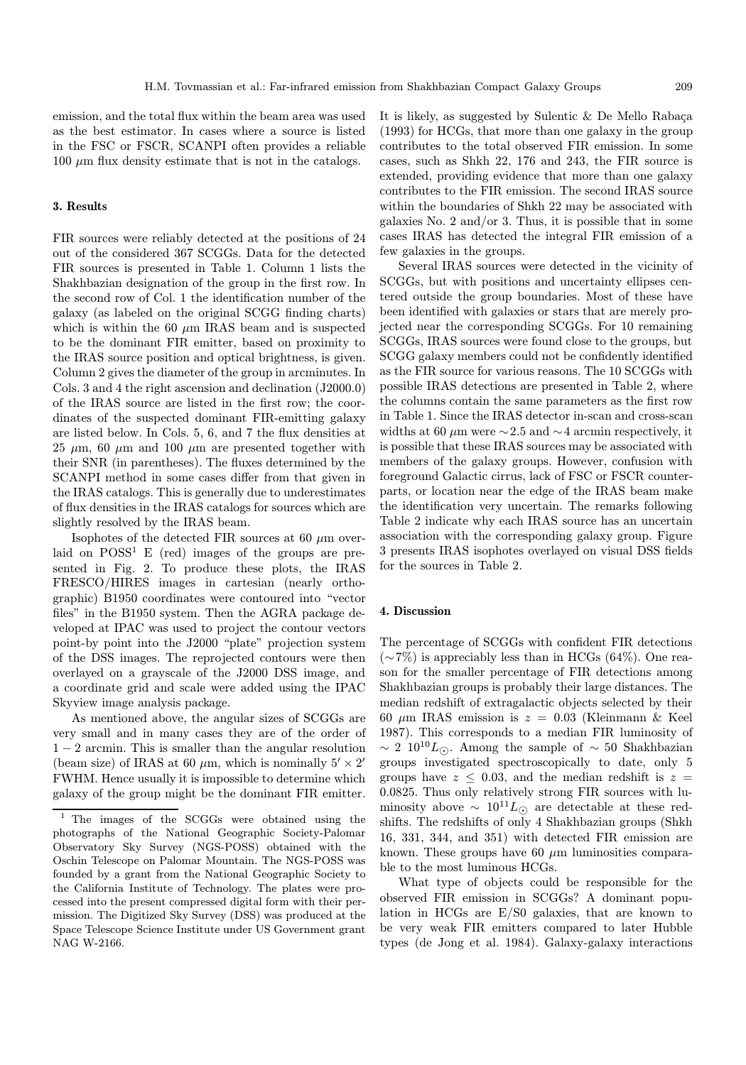emission, and the total flux within the beam area was used as the best estimator. In cases where a source is listed in the FSC or FSCR, SCANPI often provides a reliable 100 $\mu$m flux density estimate that is not in the catalogs.

## 3. Results

FIR sources were reliably detected at the positions of 24 out of the considered 367 SCGGs. Data for the detected FIR sources is presented in Table 1. Column 1 lists the Shakhbazian designation of the group in the first row. In the second row of Col. 1 the identification number of the galaxy (as labeled on the original SCGG finding charts) which is within the 60 $\mu$m IRAS beam and is suspected to be the dominant FIR emitter, based on proximity to the IRAS source position and optical brightness, is given. Column 2 gives the diameter of the group in arcminutes. In Cols. 3 and 4 the right ascension and declination (J2000.0) of the IRAS source are listed in the first row; the coordinates of the suspected dominant FIR-emitting galaxy are listed below. In Cols. 5, 6, and 7 the flux densities at 25 $\mu$m, 60 $\mu$m and 100 $\mu$m are presented together with their SNR (in parentheses). The fluxes determined by the SCANPI method in some cases differ from that given in the IRAS catalogs. This is generally due to underestimates of flux densities in the IRAS catalogs for sources which are slightly resolved by the IRAS beam.

Isophotes of the detected FIR sources at 60 $\mu$m overlaid on POSS[1] E (red) images of the groups are presented in Fig. 2. To produce these plots, the IRAS FRESCO/HIRES images in cartesian (nearly orthographic) B1950 coordinates were contoured into "vector files" in the B1950 system. Then the AGRA package developed at IPAC was used to project the contour vectors point-by point into the J2000 "plate" projection system of the DSS images. The reprojected contours were then overlayed on a grayscale of the J2000 DSS image, and a coordinate grid and scale were added using the IPAC Skyview image analysis package.

As mentioned above, the angular sizes of SCGGs are very small and in many cases they are of the order of $1-2$ arcmin. This is smaller than the angular resolution (beam size) of IRAS at 60 $\mu$m, which is nominally $5' \times 2'$ FWHM. Hence usually it is impossible to determine which galaxy of the group might be the dominant FIR emitter. It is likely, as suggested by Sulentic & De Mello Rabaça (1993) for HCGs, that more than one galaxy in the group contributes to the total observed FIR emission. In some cases, such as Shkh 22, 176 and 243, the FIR source is extended, providing evidence that more than one galaxy contributes to the FIR emission. The second IRAS source within the boundaries of Shkh 22 may be associated with galaxies No. 2 and/or 3. Thus, it is possible that in some cases IRAS has detected the integral FIR emission of a few galaxies in the groups.

Several IRAS sources were detected in the vicinity of SCGGs, but with positions and uncertainty ellipses centered outside the group boundaries. Most of these have been identified with galaxies or stars that are merely projected near the corresponding SCGGs. For 10 remaining SCGGs, IRAS sources were found close to the groups, but SCGG galaxy members could not be confidently identified as the FIR source for various reasons. The 10 SCGGs with possible IRAS detections are presented in Table 2, where the columns contain the same parameters as the first row in Table 1. Since the IRAS detector in-scan and cross-scan widths at 60 $\mu$m were $\sim$2.5 and $\sim$4 arcmin respectively, it is possible that these IRAS sources may be associated with members of the galaxy groups. However, confusion with foreground Galactic cirrus, lack of FSC or FSCR counterparts, or location near the edge of the IRAS beam make the identification very uncertain. The remarks following Table 2 indicate why each IRAS source has an uncertain association with the corresponding galaxy group. Figure 3 presents IRAS isophotes overlayed on visual DSS fields for the sources in Table 2.

## 4. Discussion

The percentage of SCGGs with confident FIR detections ($\sim$7%) is appreciably less than in HCGs (64%). One reason for the smaller percentage of FIR detections among Shakhbazian groups is probably their large distances. The median redshift of extragalactic objects selected by their 60 $\mu$m IRAS emission is $z = 0.03$ (Kleinmann & Keel 1987). This corresponds to a median FIR luminosity of $\sim 2\ 10^{10} L_{\odot}$. Among the sample of $\sim$ 50 Shakhbazian groups investigated spectroscopically to date, only 5 groups have $z \leq 0.03$, and the median redshift is $z = 0.0825$. Thus only relatively strong FIR sources with luminosity above $\sim\ 10^{11} L_{\odot}$ are detectable at these redshifts. The redshifts of only 4 Shakhbazian groups (Shkh 16, 331, 344, and 351) with detected FIR emission are known. These groups have 60 $\mu$m luminosities comparable to the most luminous HCGs.

What type of objects could be responsible for the observed FIR emission in SCGGs? A dominant population in HCGs are E/S0 galaxies, that are known to be very weak FIR emitters compared to later Hubble types (de Jong et al. 1984). Galaxy-galaxy interactions

[1] The images of the SCGGs were obtained using the photographs of the National Geographic Society-Palomar Observatory Sky Survey (NGS-POSS) obtained with the Oschin Telescope on Palomar Mountain. The NGS-POSS was founded by a grant from the National Geographic Society to the California Institute of Technology. The plates were processed into the present compressed digital form with their permission. The Digitized Sky Survey (DSS) was produced at the Space Telescope Science Institute under US Government grant NAG W-2166.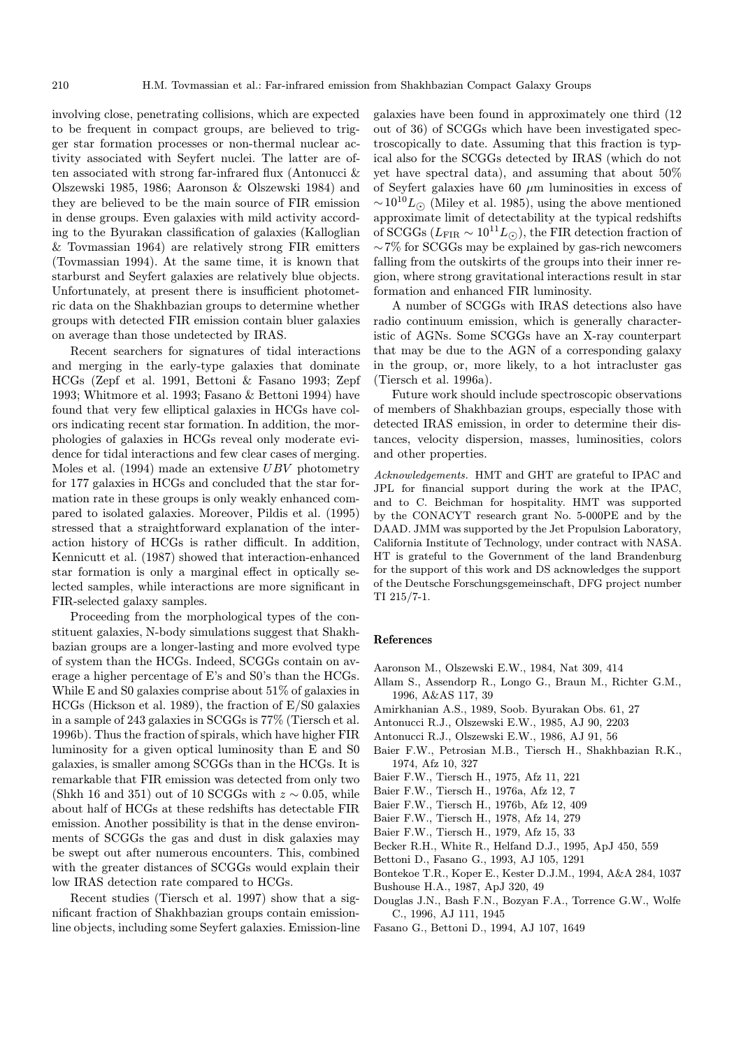involving close, penetrating collisions, which are expected to be frequent in compact groups, are believed to trigger star formation processes or non-thermal nuclear activity associated with Seyfert nuclei. The latter are often associated with strong far-infrared flux (Antonucci & Olszewski 1985, 1986; Aaronson & Olszewski 1984) and they are believed to be the main source of FIR emission in dense groups. Even galaxies with mild activity according to the Byurakan classification of galaxies (Kalloglian & Tovmassian 1964) are relatively strong FIR emitters (Tovmassian 1994). At the same time, it is known that starburst and Seyfert galaxies are relatively blue objects. Unfortunately, at present there is insufficient photometric data on the Shakhbazian groups to determine whether groups with detected FIR emission contain bluer galaxies on average than those undetected by IRAS.

Recent searchers for signatures of tidal interactions and merging in the early-type galaxies that dominate HCGs (Zepf et al. 1991, Bettoni & Fasano 1993; Zepf 1993; Whitmore et al. 1993; Fasano & Bettoni 1994) have found that very few elliptical galaxies in HCGs have colors indicating recent star formation. In addition, the morphologies of galaxies in HCGs reveal only moderate evidence for tidal interactions and few clear cases of merging. Moles et al. (1994) made an extensive $UBV$ photometry for 177 galaxies in HCGs and concluded that the star formation rate in these groups is only weakly enhanced compared to isolated galaxies. Moreover, Pildis et al. (1995) stressed that a straightforward explanation of the interaction history of HCGs is rather difficult. In addition, Kennicutt et al. (1987) showed that interaction-enhanced star formation is only a marginal effect in optically selected samples, while interactions are more significant in FIR-selected galaxy samples.

Proceeding from the morphological types of the constituent galaxies, N-body simulations suggest that Shakhbazian groups are a longer-lasting and more evolved type of system than the HCGs. Indeed, SCGGs contain on average a higher percentage of E's and S0's than the HCGs. While E and S0 galaxies comprise about 51% of galaxies in HCGs (Hickson et al. 1989), the fraction of E/S0 galaxies in a sample of 243 galaxies in SCGGs is 77% (Tiersch et al. 1996b). Thus the fraction of spirals, which have higher FIR luminosity for a given optical luminosity than E and S0 galaxies, is smaller among SCGGs than in the HCGs. It is remarkable that FIR emission was detected from only two (Shkh 16 and 351) out of 10 SCGGs with $z \sim 0.05$, while about half of HCGs at these redshifts has detectable FIR emission. Another possibility is that in the dense environments of SCGGs the gas and dust in disk galaxies may be swept out after numerous encounters. This, combined with the greater distances of SCGGs would explain their low IRAS detection rate compared to HCGs.

Recent studies (Tiersch et al. 1997) show that a significant fraction of Shakhbazian groups contain emission-line objects, including some Seyfert galaxies. Emission-line galaxies have been found in approximately one third (12 out of 36) of SCGGs which have been investigated spectroscopically to date. Assuming that this fraction is typical also for the SCGGs detected by IRAS (which do not yet have spectral data), and assuming that about 50% of Seyfert galaxies have 60 $\mu$m luminosities in excess of $\sim 10^{10} L_{\odot}$ (Miley et al. 1985), using the above mentioned approximate limit of detectability at the typical redshifts of SCGGs ($L_{\rm FIR} \sim 10^{11} L_{\odot}$), the FIR detection fraction of $\sim$7% for SCGGs may be explained by gas-rich newcomers falling from the outskirts of the groups into their inner region, where strong gravitational interactions result in star formation and enhanced FIR luminosity.

A number of SCGGs with IRAS detections also have radio continuum emission, which is generally characteristic of AGNs. Some SCGGs have an X-ray counterpart that may be due to the AGN of a corresponding galaxy in the group, or, more likely, to a hot intracluster gas (Tiersch et al. 1996a).

Future work should include spectroscopic observations of members of Shakhbazian groups, especially those with detected IRAS emission, in order to determine their distances, velocity dispersion, masses, luminosities, colors and other properties.

*Acknowledgements.* HMT and GHT are grateful to IPAC and JPL for financial support during the work at the IPAC, and to C. Beichman for hospitality. HMT was supported by the CONACYT research grant No. 5-000PE and by the DAAD. JMM was supported by the Jet Propulsion Laboratory, California Institute of Technology, under contract with NASA. HT is grateful to the Government of the land Brandenburg for the support of this work and DS acknowledges the support of the Deutsche Forschungsgemeinschaft, DFG project number TI 215/7-1.

## References

Aaronson M., Olszewski E.W., 1984, Nat 309, 414

Allam S., Assendorp R., Longo G., Braun M., Richter G.M., 1996, A&AS 117, 39

Amirkhanian A.S., 1989, Soob. Byurakan Obs. 61, 27

Antonucci R.J., Olszewski E.W., 1985, AJ 90, 2203

Antonucci R.J., Olszewski E.W., 1986, AJ 91, 56

Baier F.W., Petrosian M.B., Tiersch H., Shakhbazian R.K., 1974, Afz 10, 327

Baier F.W., Tiersch H., 1975, Afz 11, 221

Baier F.W., Tiersch H., 1976a, Afz 12, 7

Baier F.W., Tiersch H., 1976b, Afz 12, 409

Baier F.W., Tiersch H., 1978, Afz 14, 279

Baier F.W., Tiersch H., 1979, Afz 15, 33

Becker R.H., White R., Helfand D.J., 1995, ApJ 450, 559

Bettoni D., Fasano G., 1993, AJ 105, 1291

Bontekoe T.R., Koper E., Kester D.J.M., 1994, A&A 284, 1037

Bushouse H.A., 1987, ApJ 320, 49

Douglas J.N., Bash F.N., Bozyan F.A., Torrence G.W., Wolfe C., 1996, AJ 111, 1945

Fasano G., Bettoni D., 1994, AJ 107, 1649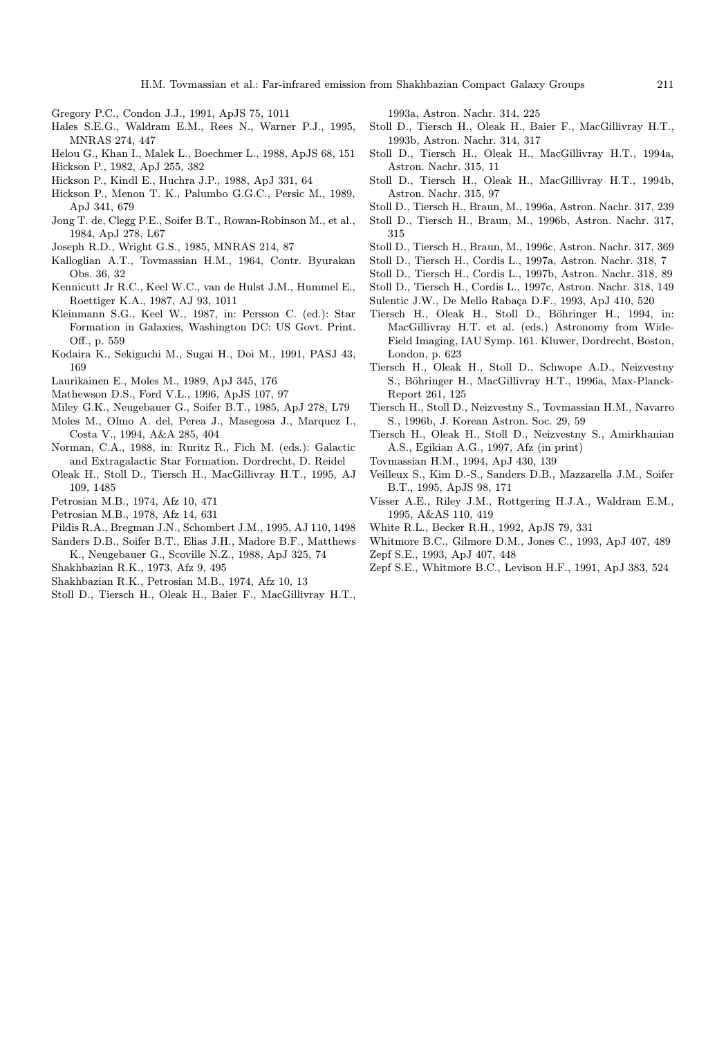Gregory P.C., Condon J.J., 1991, ApJS 75, 1011

Hales S.E.G., Waldram E.M., Rees N., Warner P.J., 1995, MNRAS 274, 447

Helou G., Khan I., Malek L., Boechmer L., 1988, ApJS 68, 151

Hickson P., 1982, ApJ 255, 382

Hickson P., Kindl E., Huchra J.P., 1988, ApJ 331, 64

Hickson P., Menon T. K., Palumbo G.G.C., Persic M., 1989, ApJ 341, 679

Jong T. de, Clegg P.E., Soifer B.T., Rowan-Robinson M., et al., 1984, ApJ 278, L67

Joseph R.D., Wright G.S., 1985, MNRAS 214, 87

Kalloglian A.T., Tovmassian H.M., 1964, Contr. Byurakan Obs. 36, 32

Kennicutt Jr R.C., Keel W.C., van de Hulst J.M., Hummel E., Roettiger K.A., 1987, AJ 93, 1011

Kleinmann S.G., Keel W., 1987, in: Persson C. (ed.): Star Formation in Galaxies, Washington DC: US Govt. Print. Off., p. 559

Kodaira K., Sekiguchi M., Sugai H., Doi M., 1991, PASJ 43, 169

Laurikainen E., Moles M., 1989, ApJ 345, 176

Mathewson D.S., Ford V.L., 1996, ApJS 107, 97

Miley G.K., Neugebauer G., Soifer B.T., 1985, ApJ 278, L79

Moles M., Olmo A. del, Perea J., Masegosa J., Marquez I., Costa V., 1994, A&A 285, 404

Norman, C.A., 1988, in: Ruritz R., Fich M. (eds.): Galactic and Extragalactic Star Formation. Dordrecht, D. Reidel

Oleak H., Stoll D., Tiersch H., MacGillivray H.T., 1995, AJ 109, 1485

Petrosian M.B., 1974, Afz 10, 471

Petrosian M.B., 1978, Afz 14, 631

Pildis R.A., Bregman J.N., Schombert J.M., 1995, AJ 110, 1498

Sanders D.B., Soifer B.T., Elias J.H., Madore B.F., Matthews K., Neugebauer G., Scoville N.Z., 1988, ApJ 325, 74

Shakhbazian R.K., 1973, Afz 9, 495

Shakhbazian R.K., Petrosian M.B., 1974, Afz 10, 13

Stoll D., Tiersch H., Oleak H., Baier F., MacGillivray H.T., 1993a, Astron. Nachr. 314, 225

Stoll D., Tiersch H., Oleak H., Baier F., MacGillivray H.T., 1993b, Astron. Nachr. 314, 317

Stoll D., Tiersch H., Oleak H., MacGillivray H.T., 1994a, Astron. Nachr. 315, 11

Stoll D., Tiersch H., Oleak H., MacGillivray H.T., 1994b, Astron. Nachr. 315, 97

Stoll D., Tiersch H., Braun, M., 1996a, Astron. Nachr. 317, 239

Stoll D., Tiersch H., Braun, M., 1996b, Astron. Nachr. 317, 315

Stoll D., Tiersch H., Braun, M., 1996c, Astron. Nachr. 317, 369

Stoll D., Tiersch H., Cordis L., 1997a, Astron. Nachr. 318, 7

Stoll D., Tiersch H., Cordis L., 1997b, Astron. Nachr. 318, 89

Stoll D., Tiersch H., Cordis L., 1997c, Astron. Nachr. 318, 149

Sulentic J.W., De Mello Rabaça D.F., 1993, ApJ 410, 520

Tiersch H., Oleak H., Stoll D., Böhringer H., 1994, in: MacGillivray H.T. et al. (eds.) Astronomy from Wide-Field Imaging, IAU Symp. 161. Kluwer, Dordrecht, Boston, London, p. 623

Tiersch H., Oleak H., Stoll D., Schwope A.D., Neizvestny S., Böhringer H., MacGillivray H.T., 1996a, Max-Planck-Report 261, 125

Tiersch H., Stoll D., Neizvestny S., Tovmassian H.M., Navarro S., 1996b, J. Korean Astron. Soc. 29, 59

Tiersch H., Oleak H., Stoll D., Neizvestny S., Amirkhanian A.S., Egikian A.G., 1997, Afz (in print)

Tovmassian H.M., 1994, ApJ 430, 139

Veilleux S., Kim D.-S., Sanders D.B., Mazzarella J.M., Soifer B.T., 1995, ApJS 98, 171

Visser A.E., Riley J.M., Rottgering H.J.A., Waldram E.M., 1995, A&AS 110, 419

White R.L., Becker R.H., 1992, ApJS 79, 331

Whitmore B.C., Gilmore D.M., Jones C., 1993, ApJ 407, 489

Zepf S.E., 1993, ApJ 407, 448

Zepf S.E., Whitmore B.C., Levison H.F., 1991, ApJ 383, 524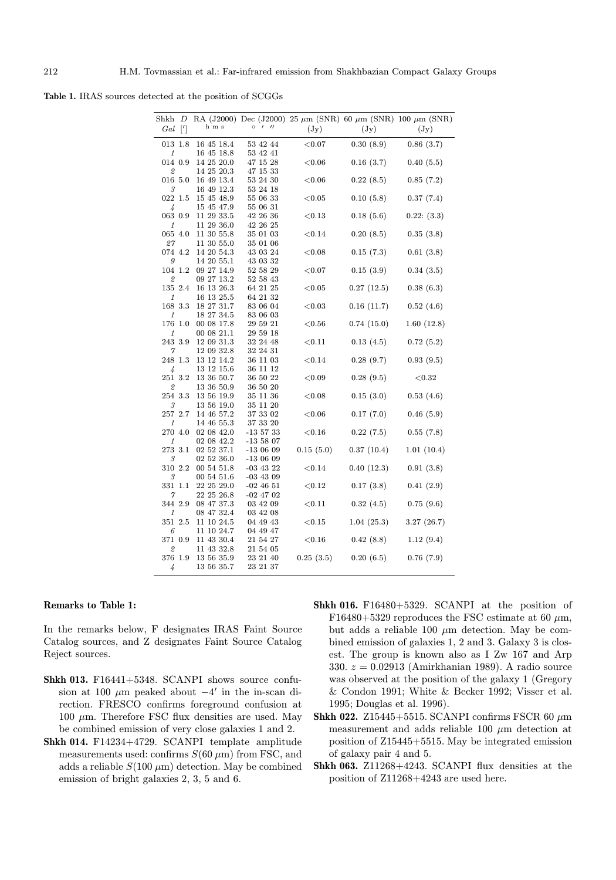**Table 1.** IRAS sources detected at the position of SCGGs

| Shkh *Gal* | *D* ['] | RA (J2000) h m s | Dec (J2000) ° ' " | 25 μm (SNR) (Jy) | 60 μm (SNR) (Jy) | 100 μm (SNR) (Jy) |
|---|---|---|---|---|---|---|
| 013 | 1.8 | 16 45 18.4 | 53 42 44 | <0.07 | 0.30 (8.9) | 0.86 (3.7) |
| *1* | | 16 45 18.8 | 53 42 41 | | | |
| 014 | 0.9 | 14 25 20.0 | 47 15 28 | <0.06 | 0.16 (3.7) | 0.40 (5.5) |
| *2* | | 14 25 20.3 | 47 15 33 | | | |
| 016 | 5.0 | 16 49 13.4 | 53 24 30 | <0.06 | 0.22 (8.5) | 0.85 (7.2) |
| *3* | | 16 49 12.3 | 53 24 18 | | | |
| 022 | 1.5 | 15 45 48.9 | 55 06 33 | <0.05 | 0.10 (5.8) | 0.37 (7.4) |
| *4* | | 15 45 47.9 | 55 06 31 | | | |
| 063 | 0.9 | 11 29 33.5 | 42 26 36 | <0.13 | 0.18 (5.6) | 0.22: (3.3) |
| *1* | | 11 29 36.0 | 42 26 25 | | | |
| 065 | 4.0 | 11 30 55.8 | 35 01 03 | <0.14 | 0.20 (8.5) | 0.35 (3.8) |
| *27* | | 11 30 55.0 | 35 01 06 | | | |
| 074 | 4.2 | 14 20 54.3 | 43 03 24 | <0.08 | 0.15 (7.3) | 0.61 (3.8) |
| *9* | | 14 20 55.1 | 43 03 32 | | | |
| 104 | 1.2 | 09 27 14.9 | 52 58 29 | <0.07 | 0.15 (3.9) | 0.34 (3.5) |
| *2* | | 09 27 13.2 | 52 58 43 | | | |
| 135 | 2.4 | 16 13 26.3 | 64 21 25 | <0.05 | 0.27 (12.5) | 0.38 (6.3) |
| *1* | | 16 13 25.5 | 64 21 32 | | | |
| 168 | 3.3 | 18 27 31.7 | 83 06 04 | <0.03 | 0.16 (11.7) | 0.52 (4.6) |
| *1* | | 18 27 34.5 | 83 06 03 | | | |
| 176 | 1.0 | 00 08 17.8 | 29 59 21 | <0.56 | 0.74 (15.0) | 1.60 (12.8) |
| *1* | | 00 08 21.1 | 29 59 18 | | | |
| 243 | 3.9 | 12 09 31.3 | 32 24 48 | <0.11 | 0.13 (4.5) | 0.72 (5.2) |
| *7* | | 12 09 32.8 | 32 24 31 | | | |
| 248 | 1.3 | 13 12 14.2 | 36 11 03 | <0.14 | 0.28 (9.7) | 0.93 (9.5) |
| *4* | | 13 12 15.6 | 36 11 12 | | | |
| 251 | 3.2 | 13 36 50.7 | 36 50 22 | <0.09 | 0.28 (9.5) | <0.32 |
| *2* | | 13 36 50.9 | 36 50 20 | | | |
| 254 | 3.3 | 13 56 19.9 | 35 11 36 | <0.08 | 0.15 (3.0) | 0.53 (4.6) |
| *3* | | 13 56 19.0 | 35 11 20 | | | |
| 257 | 2.7 | 14 46 57.2 | 37 33 02 | <0.06 | 0.17 (7.0) | 0.46 (5.9) |
| *1* | | 14 46 55.3 | 37 33 20 | | | |
| 270 | 4.0 | 02 08 42.0 | -13 57 33 | <0.16 | 0.22 (7.5) | 0.55 (7.8) |
| *1* | | 02 08 42.2 | -13 58 07 | | | |
| 273 | 3.1 | 02 52 37.1 | -13 06 09 | 0.15 (5.0) | 0.37 (10.4) | 1.01 (10.4) |
| *3* | | 02 52 36.0 | -13 06 09 | | | |
| 310 | 2.2 | 00 54 51.8 | -03 43 22 | <0.14 | 0.40 (12.3) | 0.91 (3.8) |
| *3* | | 00 54 51.6 | -03 43 09 | | | |
| 331 | 1.1 | 22 25 29.0 | -02 46 51 | <0.12 | 0.17 (3.8) | 0.41 (2.9) |
| *7* | | 22 25 26.8 | -02 47 02 | | | |
| 344 | 2.9 | 08 47 37.3 | 03 42 09 | <0.11 | 0.32 (4.5) | 0.75 (9.6) |
| *1* | | 08 47 32.4 | 03 42 08 | | | |
| 351 | 2.5 | 11 10 24.5 | 04 49 43 | <0.15 | 1.04 (25.3) | 3.27 (26.7) |
| *6* | | 11 10 24.7 | 04 49 47 | | | |
| 371 | 0.9 | 11 43 30.4 | 21 54 27 | <0.16 | 0.42 (8.8) | 1.12 (9.4) |
| *2* | | 11 43 32.8 | 21 54 05 | | | |
| 376 | 1.9 | 13 56 35.9 | 23 21 40 | 0.25 (3.5) | 0.20 (6.5) | 0.76 (7.9) |
| *4* | | 13 56 35.7 | 23 21 37 | | | |

**Remarks to Table 1:**

In the remarks below, F designates IRAS Faint Source Catalog sources, and Z designates Faint Source Catalog Reject sources.

- **Shkh 013.** F16441+5348. SCANPI shows source confusion at 100 μm peaked about $-4'$ in the in-scan direction. FRESCO confirms foreground confusion at 100 μm. Therefore FSC flux densities are used. May be combined emission of very close galaxies 1 and 2.
- **Shkh 014.** F14234+4729. SCANPI template amplitude measurements used: confirms $S(60\ \mu\mathrm{m})$ from FSC, and adds a reliable $S(100\ \mu\mathrm{m})$ detection. May be combined emission of bright galaxies 2, 3, 5 and 6.
- **Shkh 016.** F16480+5329. SCANPI at the position of F16480+5329 reproduces the FSC estimate at 60 μm, but adds a reliable 100 μm detection. May be combined emission of galaxies 1, 2 and 3. Galaxy 3 is closest. The group is known also as I Zw 167 and Arp 330. $z = 0.02913$ (Amirkhanian 1989). A radio source was observed at the position of the galaxy 1 (Gregory & Condon 1991; White & Becker 1992; Visser et al. 1995; Douglas et al. 1996).
- **Shkh 022.** Z15445+5515. SCANPI confirms FSCR 60 μm measurement and adds reliable 100 μm detection at position of Z15445+5515. May be integrated emission of galaxy pair 4 and 5.
- **Shkh 063.** Z11268+4243. SCANPI flux densities at the position of Z11268+4243 are used here.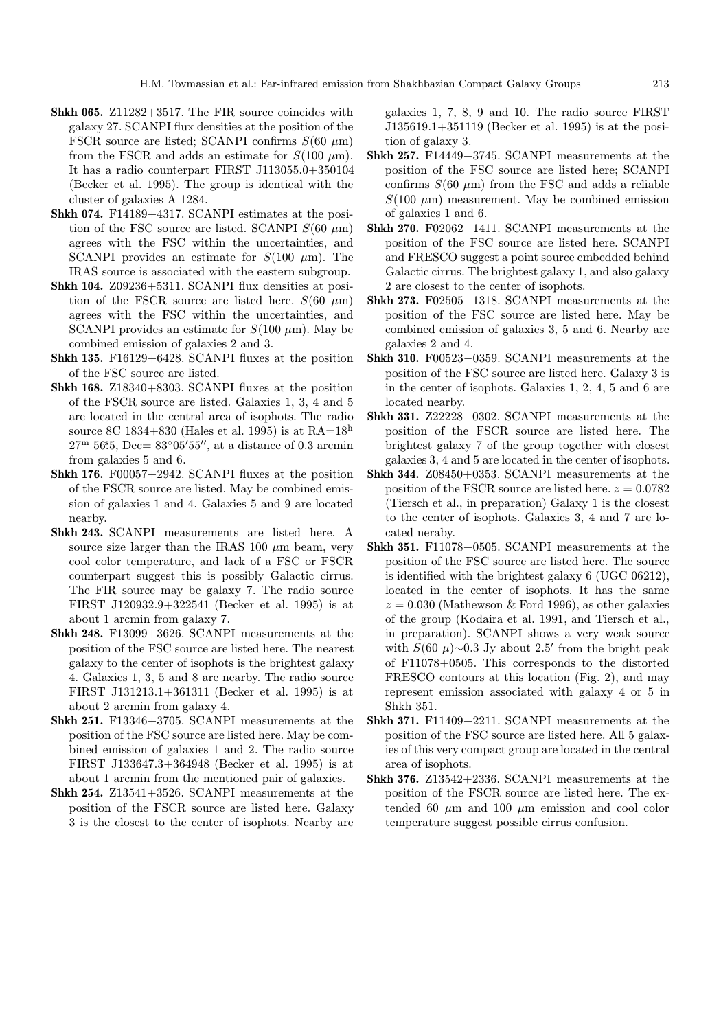**Shkh 065.** Z11282+3517. The FIR source coincides with galaxy 27. SCANPI flux densities at the position of the FSCR source are listed; SCANPI confirms $S(60\ \mu\text{m})$ from the FSCR and adds an estimate for $S(100\ \mu\text{m})$. It has a radio counterpart FIRST J113055.0+350104 (Becker et al. 1995). The group is identical with the cluster of galaxies A 1284.

**Shkh 074.** F14189+4317. SCANPI estimates at the position of the FSC source are listed. SCANPI $S(60\ \mu\text{m})$ agrees with the FSC within the uncertainties, and SCANPI provides an estimate for $S(100\ \mu\text{m})$. The IRAS source is associated with the eastern subgroup.

**Shkh 104.** Z09236+5311. SCANPI flux densities at position of the FSCR source are listed here. $S(60\ \mu\text{m})$ agrees with the FSC within the uncertainties, and SCANPI provides an estimate for $S(100\ \mu\text{m})$. May be combined emission of galaxies 2 and 3.

**Shkh 135.** F16129+6428. SCANPI fluxes at the position of the FSC source are listed.

**Shkh 168.** Z18340+8303. SCANPI fluxes at the position of the FSCR source are listed. Galaxies 1, 3, 4 and 5 are located in the central area of isophots. The radio source 8C 1834+830 (Hales et al. 1995) is at RA=$18^{\text{h}}\,27^{\text{m}}\,56\overset{\text{s}}{.}5$, Dec= $83°05'55''$, at a distance of 0.3 arcmin from galaxies 5 and 6.

**Shkh 176.** F00057+2942. SCANPI fluxes at the position of the FSCR source are listed. May be combined emission of galaxies 1 and 4. Galaxies 5 and 9 are located nearby.

**Shkh 243.** SCANPI measurements are listed here. A source size larger than the IRAS 100 $\mu$m beam, very cool color temperature, and lack of a FSC or FSCR counterpart suggest this is possibly Galactic cirrus. The FIR source may be galaxy 7. The radio source FIRST J120932.9+322541 (Becker et al. 1995) is at about 1 arcmin from galaxy 7.

**Shkh 248.** F13099+3626. SCANPI measurements at the position of the FSC source are listed here. The nearest galaxy to the center of isophots is the brightest galaxy 4. Galaxies 1, 3, 5 and 8 are nearby. The radio source FIRST J131213.1+361311 (Becker et al. 1995) is at about 2 arcmin from galaxy 4.

**Shkh 251.** F13346+3705. SCANPI measurements at the position of the FSC source are listed here. May be combined emission of galaxies 1 and 2. The radio source FIRST J133647.3+364948 (Becker et al. 1995) is at about 1 arcmin from the mentioned pair of galaxies.

**Shkh 254.** Z13541+3526. SCANPI measurements at the position of the FSCR source are listed here. Galaxy 3 is the closest to the center of isophots. Nearby are galaxies 1, 7, 8, 9 and 10. The radio source FIRST J135619.1+351119 (Becker et al. 1995) is at the position of galaxy 3.

**Shkh 257.** F14449+3745. SCANPI measurements at the position of the FSC source are listed here; SCANPI confirms $S(60\ \mu\text{m})$ from the FSC and adds a reliable $S(100\ \mu\text{m})$ measurement. May be combined emission of galaxies 1 and 6.

**Shkh 270.** F02062−1411. SCANPI measurements at the position of the FSC source are listed here. SCANPI and FRESCO suggest a point source embedded behind Galactic cirrus. The brightest galaxy 1, and also galaxy 2 are closest to the center of isophots.

**Shkh 273.** F02505−1318. SCANPI measurements at the position of the FSC source are listed here. May be combined emission of galaxies 3, 5 and 6. Nearby are galaxies 2 and 4.

**Shkh 310.** F00523−0359. SCANPI measurements at the position of the FSC source are listed here. Galaxy 3 is in the center of isophots. Galaxies 1, 2, 4, 5 and 6 are located nearby.

**Shkh 331.** Z22228−0302. SCANPI measurements at the position of the FSCR source are listed here. The brightest galaxy 7 of the group together with closest galaxies 3, 4 and 5 are located in the center of isophots.

**Shkh 344.** Z08450+0353. SCANPI measurements at the position of the FSCR source are listed here. $z = 0.0782$ (Tiersch et al., in preparation) Galaxy 1 is the closest to the center of isophots. Galaxies 3, 4 and 7 are located neraby.

**Shkh 351.** F11078+0505. SCANPI measurements at the position of the FSC source are listed here. The source is identified with the brightest galaxy 6 (UGC 06212), located in the center of isophots. It has the same $z = 0.030$ (Mathewson & Ford 1996), as other galaxies of the group (Kodaira et al. 1991, and Tiersch et al., in preparation). SCANPI shows a very weak source with $S(60\ \mu)\sim 0.3$ Jy about $2.5'$ from the bright peak of F11078+0505. This corresponds to the distorted FRESCO contours at this location (Fig. 2), and may represent emission associated with galaxy 4 or 5 in Shkh 351.

**Shkh 371.** F11409+2211. SCANPI measurements at the position of the FSC source are listed here. All 5 galaxies of this very compact group are located in the central area of isophots.

**Shkh 376.** Z13542+2336. SCANPI measurements at the position of the FSCR source are listed here. The extended 60 $\mu$m and 100 $\mu$m emission and cool color temperature suggest possible cirrus confusion.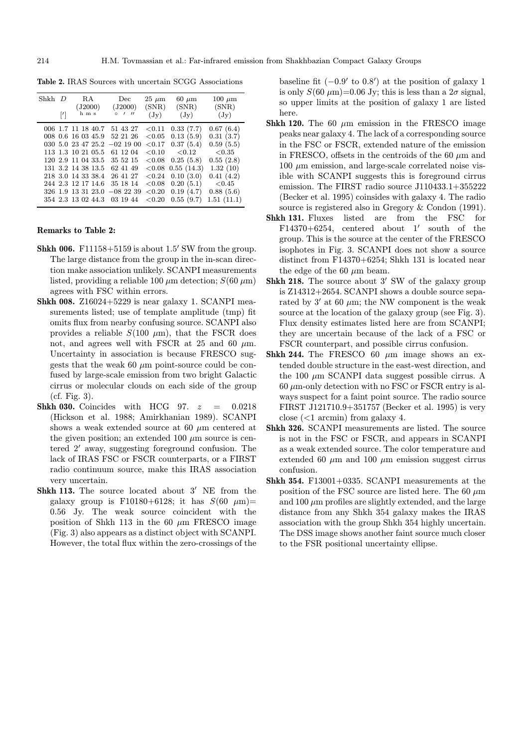**Table 2.** IRAS Sources with uncertain SCGG Associations

| Shkh | $D$ ['] | RA (J2000) h m s | Dec (J2000) ° ′ ″ | 25 $\mu$m (SNR) (Jy) | 60 $\mu$m (SNR) (Jy) | 100 $\mu$m (SNR) (Jy) |
|---|---|---|---|---|---|---|
| 006 | 1.7 | 11 18 40.7 | 51 43 27 | <0.11 | 0.33 (7.7) | 0.67 (6.4) |
| 008 | 0.6 | 16 03 45.9 | 52 21 26 | <0.05 | 0.13 (5.9) | 0.31 (3.7) |
| 030 | 5.0 | 23 47 25.2 | −02 19 00 | <0.17 | 0.37 (5.4) | 0.59 (5.5) |
| 113 | 1.3 | 10 21 05.5 | 61 12 04 | <0.10 | <0.12 | <0.35 |
| 120 | 2.9 | 11 04 33.5 | 35 52 15 | <0.08 | 0.25 (5.8) | 0.55 (2.8) |
| 131 | 3.2 | 14 38 13.5 | 62 41 49 | <0.08 | 0.55 (14.3) | 1.32 (10) |
| 218 | 3.0 | 14 33 38.4 | 26 41 27 | <0.24 | 0.10 (3.0) | 0.41 (4.2) |
| 244 | 2.3 | 12 17 14.6 | 35 18 14 | <0.08 | 0.20 (5.1) | <0.45 |
| 326 | 1.9 | 13 31 23.0 | −08 22 39 | <0.20 | 0.19 (4.7) | 0.88 (5.6) |
| 354 | 2.3 | 13 02 44.3 | 03 19 44 | <0.20 | 0.55 (9.7) | 1.51 (11.1) |

**Remarks to Table 2:**

**Shkh 006.** F11158+5159 is about 1.5′ SW from the group. The large distance from the group in the in-scan direction make association unlikely. SCANPI measurements listed, providing a reliable 100 $\mu$m detection; $S(60\ \mu\text{m})$ agrees with FSC within errors.

**Shkh 008.** Z16024+5229 is near galaxy 1. SCANPI measurements listed; use of template amplitude (tmp) fit omits flux from nearby confusing source. SCANPI also provides a reliable $S(100\ \mu\text{m})$, that the FSCR does not, and agrees well with FSCR at 25 and 60 $\mu$m. Uncertainty in association is because FRESCO suggests that the weak 60 $\mu$m point-source could be confused by large-scale emission from two bright Galactic cirrus or molecular clouds on each side of the group (cf. Fig. 3).

**Shkh 030.** Coincides with HCG 97. $z = 0.0218$ (Hickson et al. 1988; Amirkhanian 1989). SCANPI shows a weak extended source at 60 $\mu$m centered at the given position; an extended 100 $\mu$m source is centered 2′ away, suggesting foreground confusion. The lack of IRAS FSC or FSCR counterparts, or a FIRST radio continuum source, make this IRAS association very uncertain.

**Shkh 113.** The source located about 3′ NE from the galaxy group is F10180+6128; it has $S(60\ \mu\text{m})=$ 0.56 Jy. The weak source coincident with the position of Shkh 113 in the 60 $\mu$m FRESCO image (Fig. 3) also appears as a distinct object with SCANPI. However, the total flux within the zero-crossings of the baseline fit ($-0.9'$ to $0.8'$) at the position of galaxy 1 is only $S(60\ \mu\text{m})=0.06$ Jy; this is less than a $2\sigma$ signal, so upper limits at the position of galaxy 1 are listed here.

**Shkh 120.** The 60 $\mu$m emission in the FRESCO image peaks near galaxy 4. The lack of a corresponding source in the FSC or FSCR, extended nature of the emission in FRESCO, offsets in the centroids of the 60 $\mu$m and 100 $\mu$m emission, and large-scale correlated noise visible with SCANPI suggests this is foreground cirrus emission. The FIRST radio source J110433.1+355222 (Becker et al. 1995) coinsides with galaxy 4. The radio source is registered also in Gregory & Condon (1991).

**Shkh 131.** Fluxes listed are from the FSC for F14370+6254, centered about 1′ south of the group. This is the source at the center of the FRESCO isophotes in Fig. 3. SCANPI does not show a source distinct from F14370+6254; Shkh 131 is located near the edge of the 60 $\mu$m beam.

**Shkh 218.** The source about 3′ SW of the galaxy group is Z14312+2654. SCANPI shows a double source separated by 3′ at 60 $\mu$m; the NW component is the weak source at the location of the galaxy group (see Fig. 3). Flux density estimates listed here are from SCANPI; they are uncertain because of the lack of a FSC or FSCR counterpart, and possible cirrus confusion.

**Shkh 244.** The FRESCO 60 $\mu$m image shows an extended double structure in the east-west direction, and the 100 $\mu$m SCANPI data suggest possible cirrus. A 60 $\mu$m-only detection with no FSC or FSCR entry is always suspect for a faint point source. The radio source FIRST J121710.9+351757 (Becker et al. 1995) is very close (<1 arcmin) from galaxy 4.

**Shkh 326.** SCANPI measurements are listed. The source is not in the FSC or FSCR, and appears in SCANPI as a weak extended source. The color temperature and extended 60 $\mu$m and 100 $\mu$m emission suggest cirrus confusion.

**Shkh 354.** F13001+0335. SCANPI measurements at the position of the FSC source are listed here. The 60 $\mu$m and 100 $\mu$m profiles are slightly extended, and the large distance from any Shkh 354 galaxy makes the IRAS association with the group Shkh 354 highly uncertain. The DSS image shows another faint source much closer to the FSR positional uncertainty ellipse.